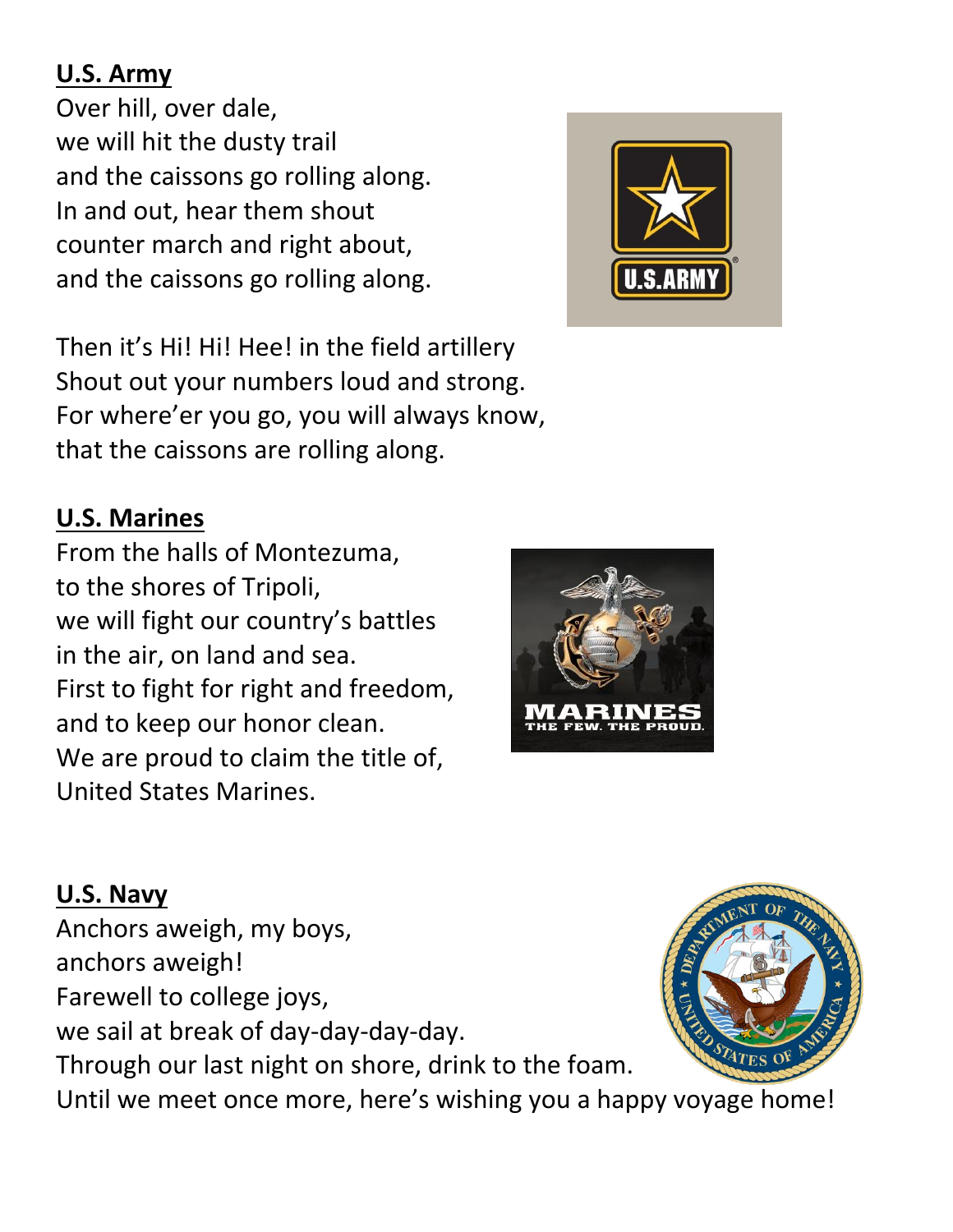**U.S. Army**

Over hill, over dale,
we will hit the dusty trail
and the caissons go rolling along.
In and out, hear them shout
counter march and right about,
and the caissons go rolling along.

Then it's Hi! Hi! Hee! in the field artillery
Shout out your numbers loud and strong.
For where'er you go, you will always know,
that the caissons are rolling along.

**U.S. Marines**

From the halls of Montezuma,
to the shores of Tripoli,
we will fight our country's battles
in the air, on land and sea.
First to fight for right and freedom,
and to keep our honor clean.
We are proud to claim the title of,
United States Marines.

**U.S. Navy**

Anchors aweigh, my boys,
anchors aweigh!
Farewell to college joys,
we sail at break of day-day-day-day.
Through our last night on shore, drink to the foam.
Until we meet once more, here's wishing you a happy voyage home!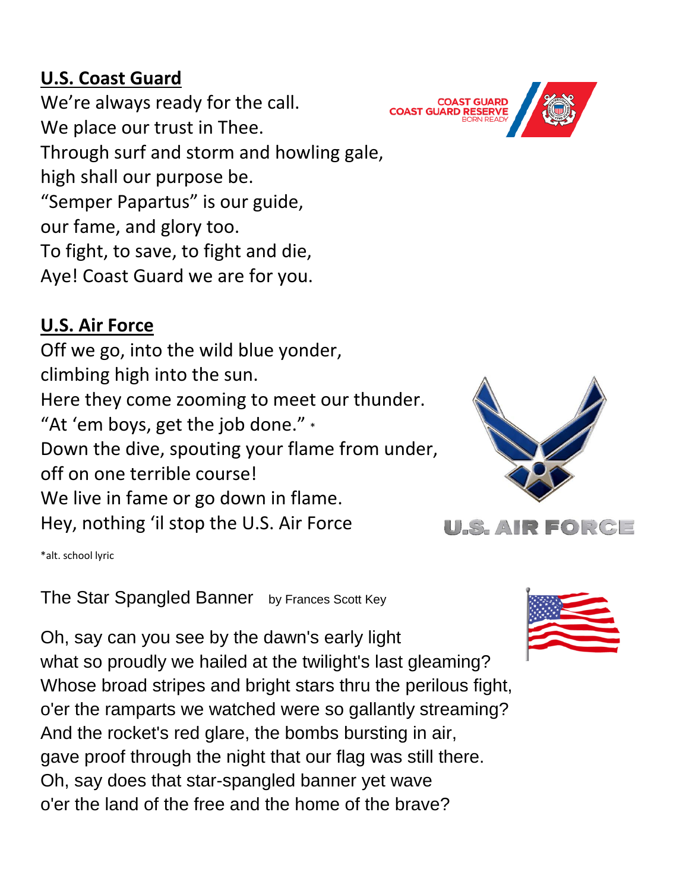## U.S. Coast Guard

We’re always ready for the call.
We place our trust in Thee.
Through surf and storm and howling gale,
high shall our purpose be.
“Semper Papartus” is our guide,
our fame, and glory too.
To fight, to save, to fight and die,
Aye! Coast Guard we are for you.

## U.S. Air Force

Off we go, into the wild blue yonder,
climbing high into the sun.
Here they come zooming to meet our thunder.
“At ‘em boys, get the job done.” *
Down the dive, spouting your flame from under,
off on one terrible course!
We live in fame or go down in flame.
Hey, nothing ‘il stop the U.S. Air Force

*alt. school lyric

## The Star Spangled Banner by Frances Scott Key

Oh, say can you see by the dawn's early light
what so proudly we hailed at the twilight's last gleaming?
Whose broad stripes and bright stars thru the perilous fight,
o'er the ramparts we watched were so gallantly streaming?
And the rocket's red glare, the bombs bursting in air,
gave proof through the night that our flag was still there.
Oh, say does that star-spangled banner yet wave
o'er the land of the free and the home of the brave?